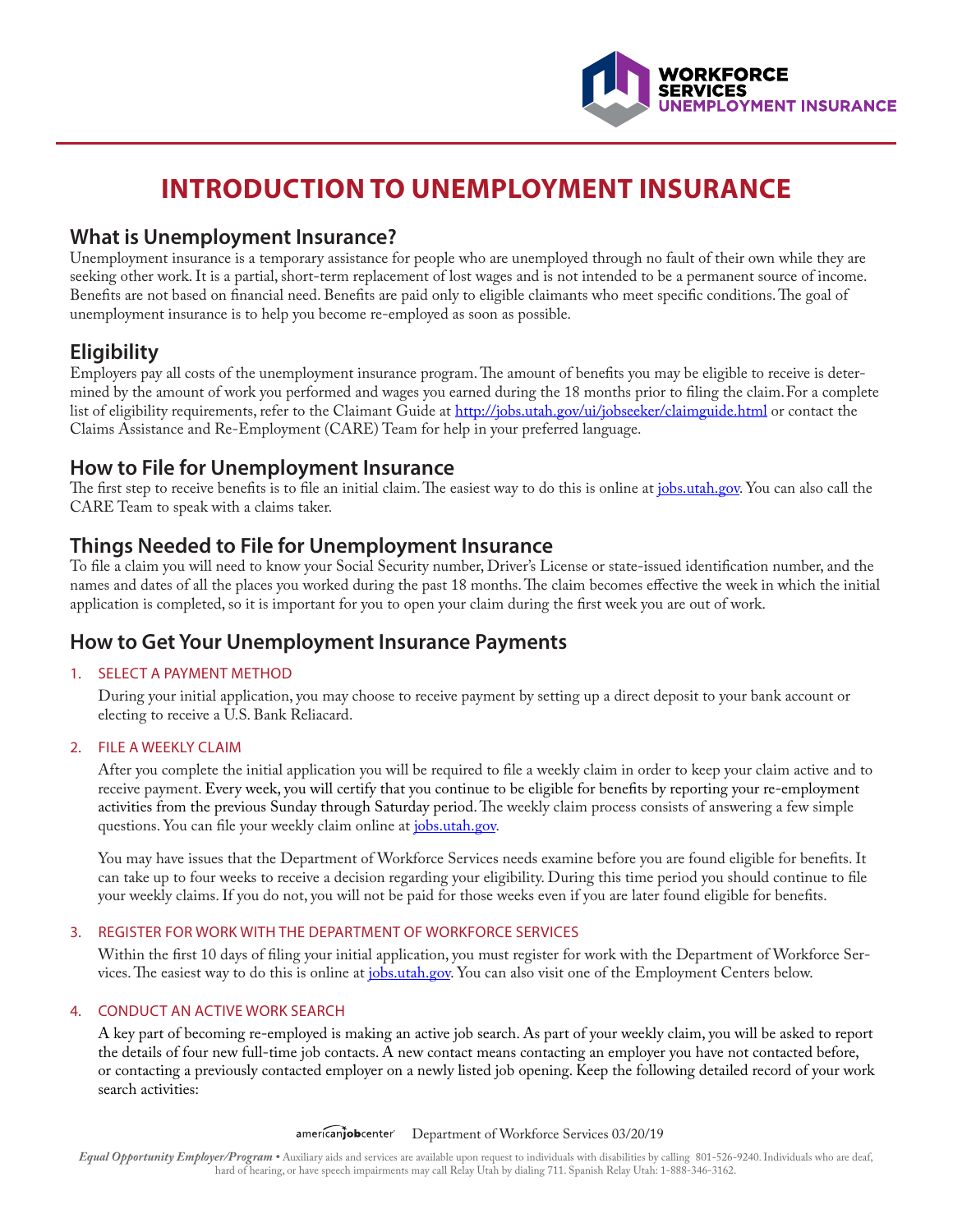# INTRODUCTION TO UNEMPLOYMENT INSURANCE

## What is Unemployment Insurance?

Unemployment insurance is a temporary assistance for people who are unemployed through no fault of their own while they are seeking other work. It is a partial, short-term replacement of lost wages and is not intended to be a permanent source of income. Benefits are not based on financial need. Benefits are paid only to eligible claimants who meet specific conditions. The goal of unemployment insurance is to help you become re-employed as soon as possible.

## Eligibility

Employers pay all costs of the unemployment insurance program. The amount of benefits you may be eligible to receive is determined by the amount of work you performed and wages you earned during the 18 months prior to filing the claim. For a complete list of eligibility requirements, refer to the Claimant Guide at http://jobs.utah.gov/ui/jobseeker/claimguide.html or contact the Claims Assistance and Re-Employment (CARE) Team for help in your preferred language.

## How to File for Unemployment Insurance

The first step to receive benefits is to file an initial claim. The easiest way to do this is online at jobs.utah.gov. You can also call the CARE Team to speak with a claims taker.

## Things Needed to File for Unemployment Insurance

To file a claim you will need to know your Social Security number, Driver's License or state-issued identification number, and the names and dates of all the places you worked during the past 18 months. The claim becomes effective the week in which the initial application is completed, so it is important for you to open your claim during the first week you are out of work.

## How to Get Your Unemployment Insurance Payments

### 1. SELECT A PAYMENT METHOD

During your initial application, you may choose to receive payment by setting up a direct deposit to your bank account or electing to receive a U.S. Bank Reliacard.

### 2. FILE A WEEKLY CLAIM

After you complete the initial application you will be required to file a weekly claim in order to keep your claim active and to receive payment. Every week, you will certify that you continue to be eligible for benefits by reporting your re-employment activities from the previous Sunday through Saturday period. The weekly claim process consists of answering a few simple questions. You can file your weekly claim online at jobs.utah.gov.

You may have issues that the Department of Workforce Services needs examine before you are found eligible for benefits. It can take up to four weeks to receive a decision regarding your eligibility. During this time period you should continue to file your weekly claims. If you do not, you will not be paid for those weeks even if you are later found eligible for benefits.

### 3. REGISTER FOR WORK WITH THE DEPARTMENT OF WORKFORCE SERVICES

Within the first 10 days of filing your initial application, you must register for work with the Department of Workforce Services. The easiest way to do this is online at jobs.utah.gov. You can also visit one of the Employment Centers below.

### 4. CONDUCT AN ACTIVE WORK SEARCH

A key part of becoming re-employed is making an active job search. As part of your weekly claim, you will be asked to report the details of four new full-time job contacts. A new contact means contacting an employer you have not contacted before, or contacting a previously contacted employer on a newly listed job opening. Keep the following detailed record of your work search activities:

Department of Workforce Services 03/20/19

*Equal Opportunity Employer/Program* • Auxiliary aids and services are available upon request to individuals with disabilities by calling 801-526-9240. Individuals who are deaf, hard of hearing, or have speech impairments may call Relay Utah by dialing 711. Spanish Relay Utah: 1-888-346-3162.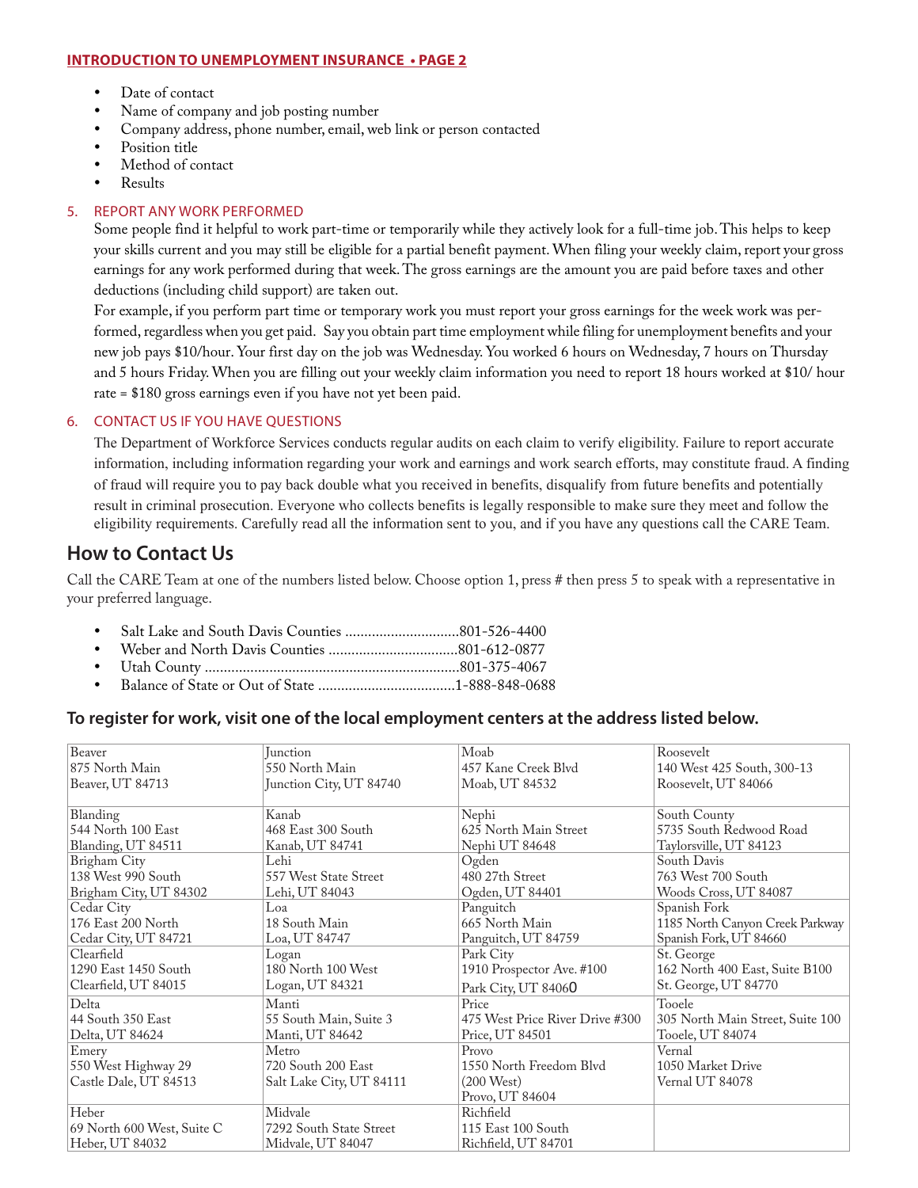- Date of contact
- Name of company and job posting number
- Company address, phone number, email, web link or person contacted
- Position title
- Method of contact
- Results

5. REPORT ANY WORK PERFORMED

Some people find it helpful to work part-time or temporarily while they actively look for a full-time job. This helps to keep your skills current and you may still be eligible for a partial benefit payment. When filing your weekly claim, report your gross earnings for any work performed during that week. The gross earnings are the amount you are paid before taxes and other deductions (including child support) are taken out.

For example, if you perform part time or temporary work you must report your gross earnings for the week work was performed, regardless when you get paid. Say you obtain part time employment while filing for unemployment benefits and your new job pays $10/hour. Your first day on the job was Wednesday. You worked 6 hours on Wednesday, 7 hours on Thursday and 5 hours Friday. When you are filling out your weekly claim information you need to report 18 hours worked at $10/ hour rate = $180 gross earnings even if you have not yet been paid.

6. CONTACT US IF YOU HAVE QUESTIONS

The Department of Workforce Services conducts regular audits on each claim to verify eligibility. Failure to report accurate information, including information regarding your work and earnings and work search efforts, may constitute fraud. A finding of fraud will require you to pay back double what you received in benefits, disqualify from future benefits and potentially result in criminal prosecution. Everyone who collects benefits is legally responsible to make sure they meet and follow the eligibility requirements. Carefully read all the information sent to you, and if you have any questions call the CARE Team.

## How to Contact Us

Call the CARE Team at one of the numbers listed below. Choose option 1, press # then press 5 to speak with a representative in your preferred language.

- Salt Lake and South Davis Counties ..............................801-526-4400
- Weber and North Davis Counties ..................................801-612-0877
- Utah County ...................................................................801-375-4067
- Balance of State or Out of State ....................................1-888-848-0688

### To register for work, visit one of the local employment centers at the address listed below.

| | | | |
|---|---|---|---|
| Beaver<br>875 North Main<br>Beaver, UT 84713 | Junction<br>550 North Main<br>Junction City, UT 84740 | Moab<br>457 Kane Creek Blvd<br>Moab, UT 84532 | Roosevelt<br>140 West 425 South, 300-13<br>Roosevelt, UT 84066 |
| Blanding<br>544 North 100 East<br>Blanding, UT 84511 | Kanab<br>468 East 300 South<br>Kanab, UT 84741 | Nephi<br>625 North Main Street<br>Nephi UT 84648 | South County<br>5735 South Redwood Road<br>Taylorsville, UT 84123 |
| Brigham City<br>138 West 990 South<br>Brigham City, UT 84302 | Lehi<br>557 West State Street<br>Lehi, UT 84043 | Ogden<br>480 27th Street<br>Ogden, UT 84401 | South Davis<br>763 West 700 South<br>Woods Cross, UT 84087 |
| Cedar City<br>176 East 200 North<br>Cedar City, UT 84721 | Loa<br>18 South Main<br>Loa, UT 84747 | Panguitch<br>665 North Main<br>Panguitch, UT 84759 | Spanish Fork<br>1185 North Canyon Creek Parkway<br>Spanish Fork, UT 84660 |
| Clearfield<br>1290 East 1450 South<br>Clearfield, UT 84015 | Logan<br>180 North 100 West<br>Logan, UT 84321 | Park City<br>1910 Prospector Ave. #100<br>Park City, UT 84060 | St. George<br>162 North 400 East, Suite B100<br>St. George, UT 84770 |
| Delta<br>44 South 350 East<br>Delta, UT 84624 | Manti<br>55 South Main, Suite 3<br>Manti, UT 84642 | Price<br>475 West Price River Drive #300<br>Price, UT 84501 | Tooele<br>305 North Main Street, Suite 100<br>Tooele, UT 84074 |
| Emery<br>550 West Highway 29<br>Castle Dale, UT 84513 | Metro<br>720 South 200 East<br>Salt Lake City, UT 84111 | Provo<br>1550 North Freedom Blvd<br>(200 West)<br>Provo, UT 84604 | Vernal<br>1050 Market Drive<br>Vernal UT 84078 |
| Heber<br>69 North 600 West, Suite C<br>Heber, UT 84032 | Midvale<br>7292 South State Street<br>Midvale, UT 84047 | Richfield<br>115 East 100 South<br>Richfield, UT 84701 | |